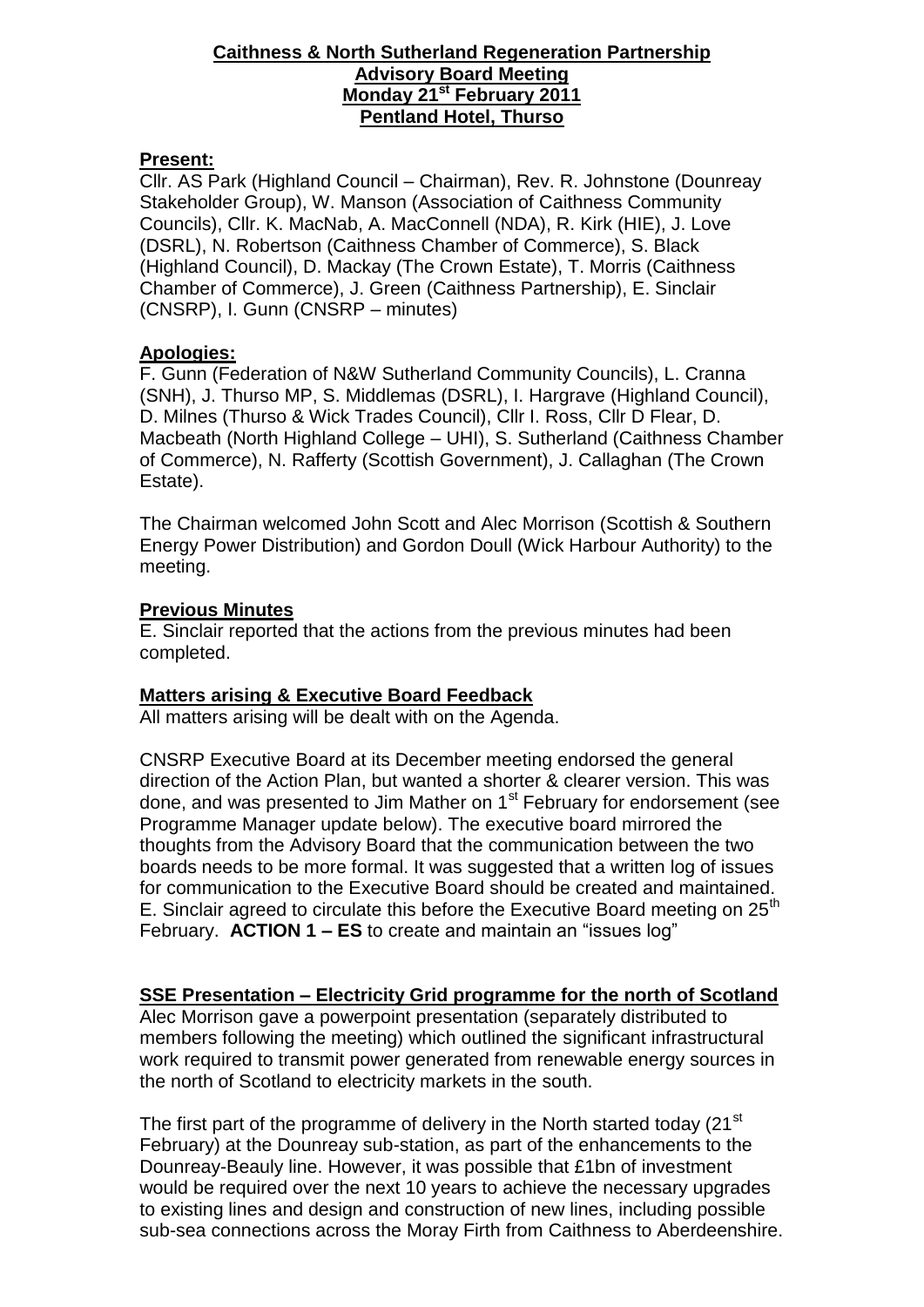# Caithness & North Sutherland Regeneration Partnership
## Advisory Board Meeting
## Monday 21st February 2011
## Pentland Hotel, Thurso

### Present:

Cllr. AS Park (Highland Council – Chairman), Rev. R. Johnstone (Dounreay Stakeholder Group), W. Manson (Association of Caithness Community Councils), Cllr. K. MacNab, A. MacConnell (NDA), R. Kirk (HIE), J. Love (DSRL), N. Robertson (Caithness Chamber of Commerce), S. Black (Highland Council), D. Mackay (The Crown Estate), T. Morris (Caithness Chamber of Commerce), J. Green (Caithness Partnership), E. Sinclair (CNSRP), I. Gunn (CNSRP – minutes)

### Apologies:

F. Gunn (Federation of N&W Sutherland Community Councils), L. Cranna (SNH), J. Thurso MP, S. Middlemas (DSRL), I. Hargrave (Highland Council), D. Milnes (Thurso & Wick Trades Council), Cllr I. Ross, Cllr D Flear, D. Macbeath (North Highland College – UHI), S. Sutherland (Caithness Chamber of Commerce), N. Rafferty (Scottish Government), J. Callaghan (The Crown Estate).

The Chairman welcomed John Scott and Alec Morrison (Scottish & Southern Energy Power Distribution) and Gordon Doull (Wick Harbour Authority) to the meeting.

### Previous Minutes

E. Sinclair reported that the actions from the previous minutes had been completed.

### Matters arising & Executive Board Feedback

All matters arising will be dealt with on the Agenda.

CNSRP Executive Board at its December meeting endorsed the general direction of the Action Plan, but wanted a shorter & clearer version. This was done, and was presented to Jim Mather on 1st February for endorsement (see Programme Manager update below). The executive board mirrored the thoughts from the Advisory Board that the communication between the two boards needs to be more formal. It was suggested that a written log of issues for communication to the Executive Board should be created and maintained. E. Sinclair agreed to circulate this before the Executive Board meeting on 25th February. **ACTION 1 – ES** to create and maintain an "issues log"

### SSE Presentation – Electricity Grid programme for the north of Scotland

Alec Morrison gave a powerpoint presentation (separately distributed to members following the meeting) which outlined the significant infrastructural work required to transmit power generated from renewable energy sources in the north of Scotland to electricity markets in the south.

The first part of the programme of delivery in the North started today (21st February) at the Dounreay sub-station, as part of the enhancements to the Dounreay-Beauly line. However, it was possible that £1bn of investment would be required over the next 10 years to achieve the necessary upgrades to existing lines and design and construction of new lines, including possible sub-sea connections across the Moray Firth from Caithness to Aberdeenshire.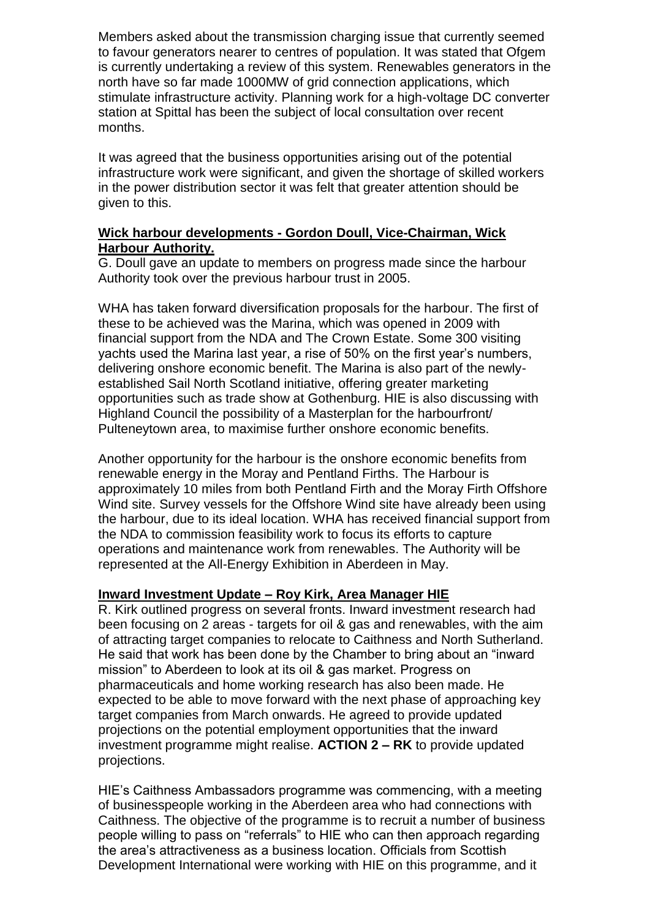Members asked about the transmission charging issue that currently seemed to favour generators nearer to centres of population. It was stated that Ofgem is currently undertaking a review of this system. Renewables generators in the north have so far made 1000MW of grid connection applications, which stimulate infrastructure activity. Planning work for a high-voltage DC converter station at Spittal has been the subject of local consultation over recent months.

It was agreed that the business opportunities arising out of the potential infrastructure work were significant, and given the shortage of skilled workers in the power distribution sector it was felt that greater attention should be given to this.

**Wick harbour developments - Gordon Doull, Vice-Chairman, Wick Harbour Authority.**

G. Doull gave an update to members on progress made since the harbour Authority took over the previous harbour trust in 2005.

WHA has taken forward diversification proposals for the harbour. The first of these to be achieved was the Marina, which was opened in 2009 with financial support from the NDA and The Crown Estate. Some 300 visiting yachts used the Marina last year, a rise of 50% on the first year's numbers, delivering onshore economic benefit. The Marina is also part of the newly-established Sail North Scotland initiative, offering greater marketing opportunities such as trade show at Gothenburg. HIE is also discussing with Highland Council the possibility of a Masterplan for the harbourfront/ Pulteneytown area, to maximise further onshore economic benefits.

Another opportunity for the harbour is the onshore economic benefits from renewable energy in the Moray and Pentland Firths. The Harbour is approximately 10 miles from both Pentland Firth and the Moray Firth Offshore Wind site. Survey vessels for the Offshore Wind site have already been using the harbour, due to its ideal location. WHA has received financial support from the NDA to commission feasibility work to focus its efforts to capture operations and maintenance work from renewables. The Authority will be represented at the All-Energy Exhibition in Aberdeen in May.

**Inward Investment Update – Roy Kirk, Area Manager HIE**

R. Kirk outlined progress on several fronts. Inward investment research had been focusing on 2 areas - targets for oil & gas and renewables, with the aim of attracting target companies to relocate to Caithness and North Sutherland. He said that work has been done by the Chamber to bring about an "inward mission" to Aberdeen to look at its oil & gas market. Progress on pharmaceuticals and home working research has also been made. He expected to be able to move forward with the next phase of approaching key target companies from March onwards. He agreed to provide updated projections on the potential employment opportunities that the inward investment programme might realise. **ACTION 2 – RK** to provide updated projections.

HIE's Caithness Ambassadors programme was commencing, with a meeting of businesspeople working in the Aberdeen area who had connections with Caithness. The objective of the programme is to recruit a number of business people willing to pass on "referrals" to HIE who can then approach regarding the area's attractiveness as a business location. Officials from Scottish Development International were working with HIE on this programme, and it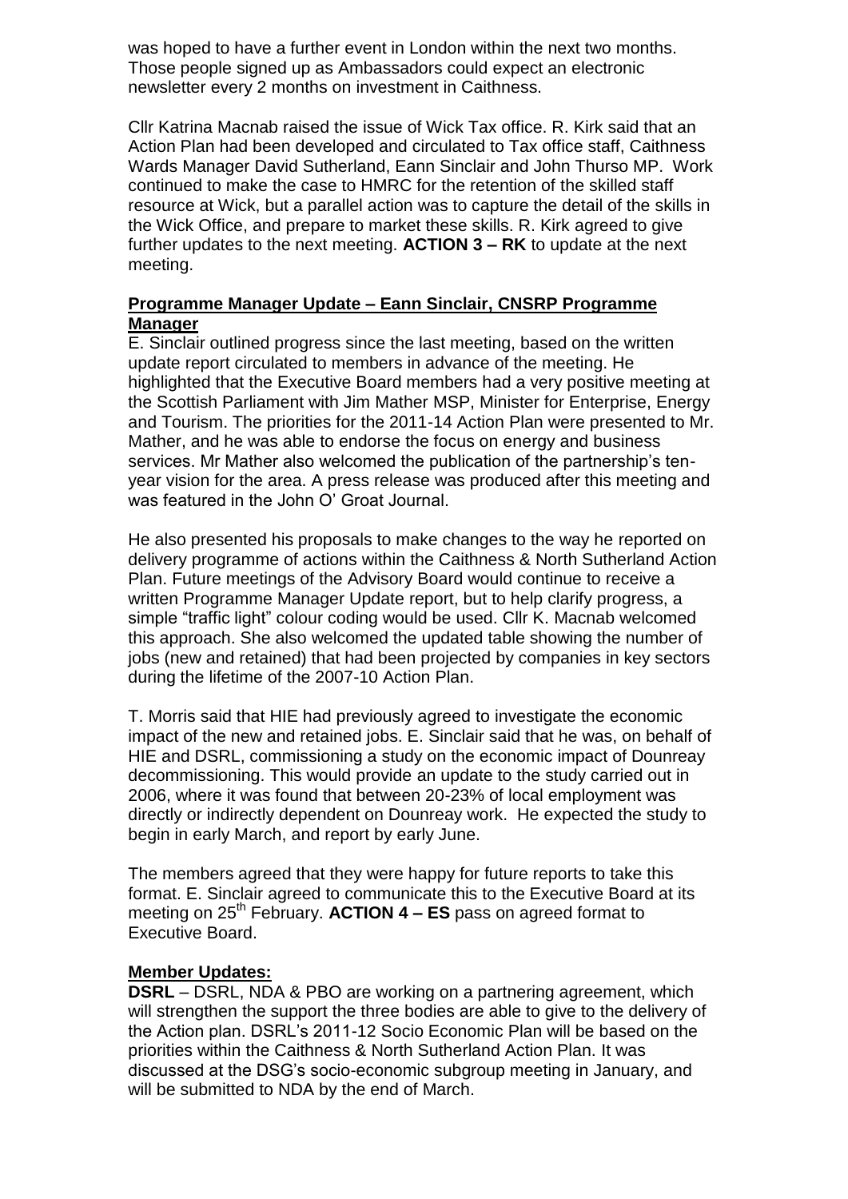was hoped to have a further event in London within the next two months. Those people signed up as Ambassadors could expect an electronic newsletter every 2 months on investment in Caithness.

Cllr Katrina Macnab raised the issue of Wick Tax office. R. Kirk said that an Action Plan had been developed and circulated to Tax office staff, Caithness Wards Manager David Sutherland, Eann Sinclair and John Thurso MP. Work continued to make the case to HMRC for the retention of the skilled staff resource at Wick, but a parallel action was to capture the detail of the skills in the Wick Office, and prepare to market these skills. R. Kirk agreed to give further updates to the next meeting. **ACTION 3 – RK** to update at the next meeting.

**Programme Manager Update – Eann Sinclair, CNSRP Programme Manager**

E. Sinclair outlined progress since the last meeting, based on the written update report circulated to members in advance of the meeting. He highlighted that the Executive Board members had a very positive meeting at the Scottish Parliament with Jim Mather MSP, Minister for Enterprise, Energy and Tourism. The priorities for the 2011-14 Action Plan were presented to Mr. Mather, and he was able to endorse the focus on energy and business services. Mr Mather also welcomed the publication of the partnership's ten-year vision for the area. A press release was produced after this meeting and was featured in the John O' Groat Journal.

He also presented his proposals to make changes to the way he reported on delivery programme of actions within the Caithness & North Sutherland Action Plan. Future meetings of the Advisory Board would continue to receive a written Programme Manager Update report, but to help clarify progress, a simple "traffic light" colour coding would be used. Cllr K. Macnab welcomed this approach. She also welcomed the updated table showing the number of jobs (new and retained) that had been projected by companies in key sectors during the lifetime of the 2007-10 Action Plan.

T. Morris said that HIE had previously agreed to investigate the economic impact of the new and retained jobs. E. Sinclair said that he was, on behalf of HIE and DSRL, commissioning a study on the economic impact of Dounreay decommissioning. This would provide an update to the study carried out in 2006, where it was found that between 20-23% of local employment was directly or indirectly dependent on Dounreay work. He expected the study to begin in early March, and report by early June.

The members agreed that they were happy for future reports to take this format. E. Sinclair agreed to communicate this to the Executive Board at its meeting on 25th February. **ACTION 4 – ES** pass on agreed format to Executive Board.

**Member Updates:**

**DSRL** – DSRL, NDA & PBO are working on a partnering agreement, which will strengthen the support the three bodies are able to give to the delivery of the Action plan. DSRL's 2011-12 Socio Economic Plan will be based on the priorities within the Caithness & North Sutherland Action Plan. It was discussed at the DSG's socio-economic subgroup meeting in January, and will be submitted to NDA by the end of March.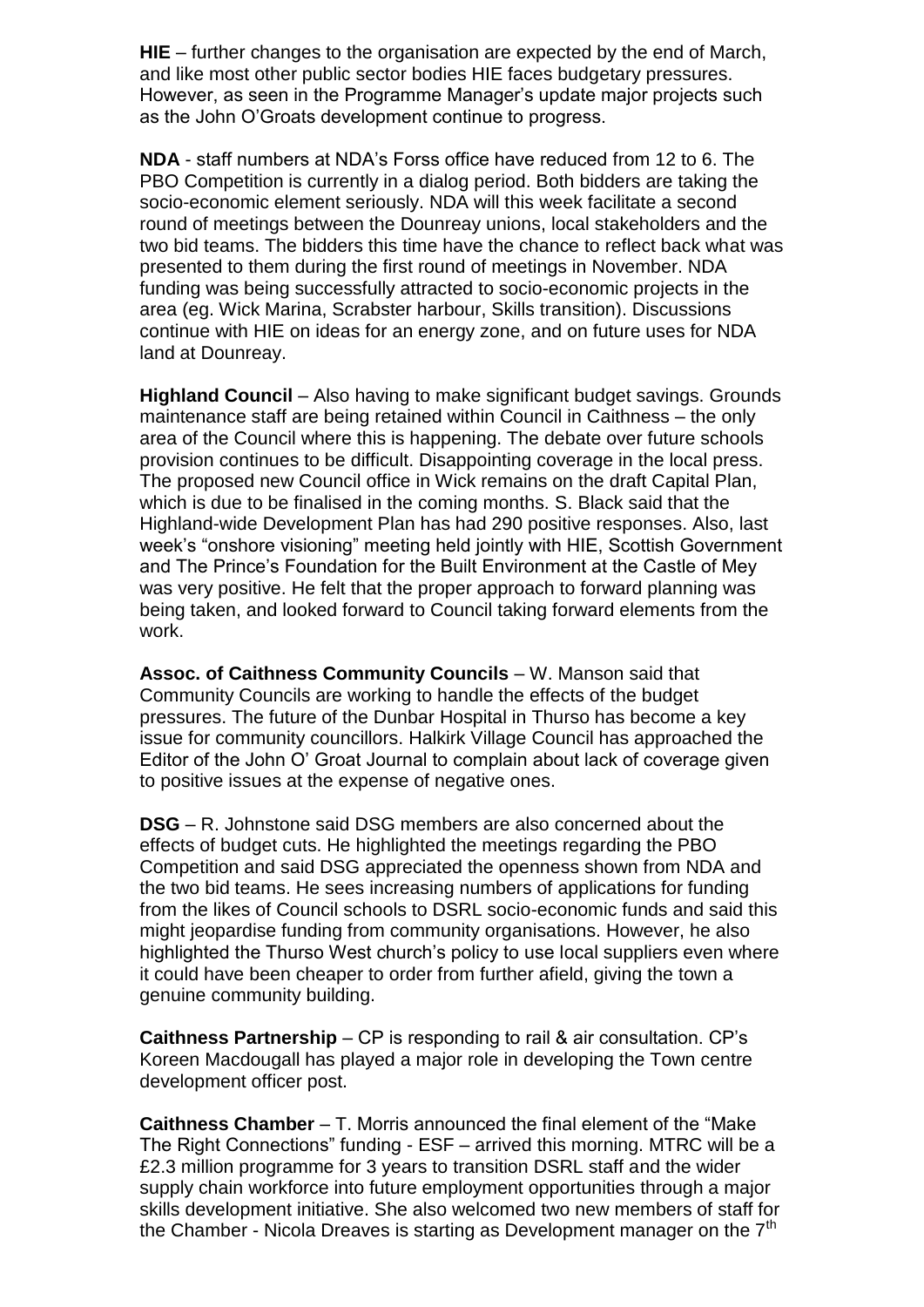**HIE** – further changes to the organisation are expected by the end of March, and like most other public sector bodies HIE faces budgetary pressures. However, as seen in the Programme Manager's update major projects such as the John O'Groats development continue to progress.

**NDA** - staff numbers at NDA's Forss office have reduced from 12 to 6. The PBO Competition is currently in a dialog period. Both bidders are taking the socio-economic element seriously. NDA will this week facilitate a second round of meetings between the Dounreay unions, local stakeholders and the two bid teams. The bidders this time have the chance to reflect back what was presented to them during the first round of meetings in November. NDA funding was being successfully attracted to socio-economic projects in the area (eg. Wick Marina, Scrabster harbour, Skills transition). Discussions continue with HIE on ideas for an energy zone, and on future uses for NDA land at Dounreay.

**Highland Council** – Also having to make significant budget savings. Grounds maintenance staff are being retained within Council in Caithness – the only area of the Council where this is happening. The debate over future schools provision continues to be difficult. Disappointing coverage in the local press. The proposed new Council office in Wick remains on the draft Capital Plan, which is due to be finalised in the coming months. S. Black said that the Highland-wide Development Plan has had 290 positive responses. Also, last week's "onshore visioning" meeting held jointly with HIE, Scottish Government and The Prince's Foundation for the Built Environment at the Castle of Mey was very positive. He felt that the proper approach to forward planning was being taken, and looked forward to Council taking forward elements from the work.

**Assoc. of Caithness Community Councils** – W. Manson said that Community Councils are working to handle the effects of the budget pressures. The future of the Dunbar Hospital in Thurso has become a key issue for community councillors. Halkirk Village Council has approached the Editor of the John O' Groat Journal to complain about lack of coverage given to positive issues at the expense of negative ones.

**DSG** – R. Johnstone said DSG members are also concerned about the effects of budget cuts. He highlighted the meetings regarding the PBO Competition and said DSG appreciated the openness shown from NDA and the two bid teams. He sees increasing numbers of applications for funding from the likes of Council schools to DSRL socio-economic funds and said this might jeopardise funding from community organisations. However, he also highlighted the Thurso West church's policy to use local suppliers even where it could have been cheaper to order from further afield, giving the town a genuine community building.

**Caithness Partnership** – CP is responding to rail & air consultation. CP's Koreen Macdougall has played a major role in developing the Town centre development officer post.

**Caithness Chamber** – T. Morris announced the final element of the "Make The Right Connections" funding - ESF – arrived this morning. MTRC will be a £2.3 million programme for 3 years to transition DSRL staff and the wider supply chain workforce into future employment opportunities through a major skills development initiative. She also welcomed two new members of staff for the Chamber - Nicola Dreaves is starting as Development manager on the 7th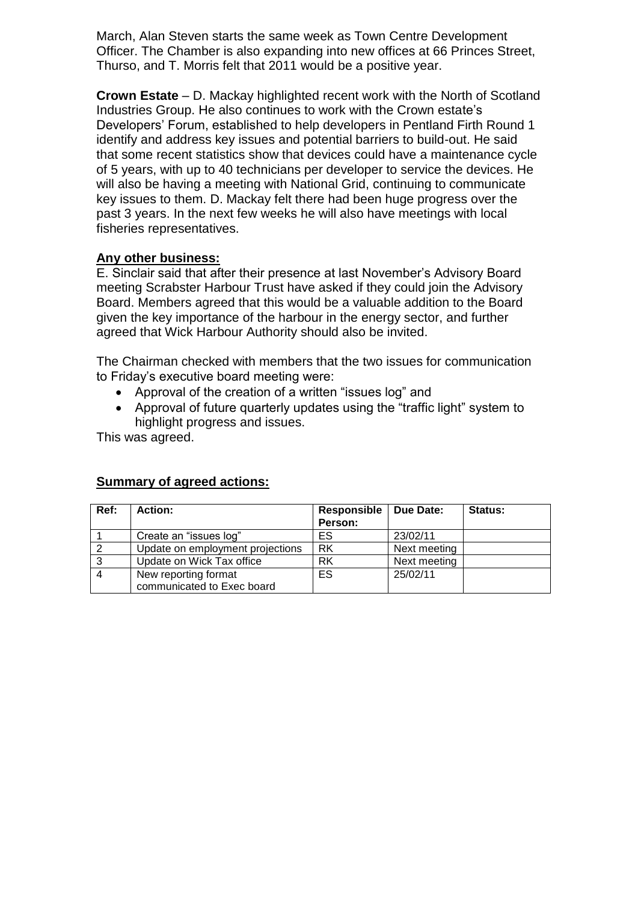March, Alan Steven starts the same week as Town Centre Development Officer. The Chamber is also expanding into new offices at 66 Princes Street, Thurso, and T. Morris felt that 2011 would be a positive year.

**Crown Estate** – D. Mackay highlighted recent work with the North of Scotland Industries Group. He also continues to work with the Crown estate's Developers' Forum, established to help developers in Pentland Firth Round 1 identify and address key issues and potential barriers to build-out. He said that some recent statistics show that devices could have a maintenance cycle of 5 years, with up to 40 technicians per developer to service the devices. He will also be having a meeting with National Grid, continuing to communicate key issues to them. D. Mackay felt there had been huge progress over the past 3 years. In the next few weeks he will also have meetings with local fisheries representatives.

**Any other business:**

E. Sinclair said that after their presence at last November's Advisory Board meeting Scrabster Harbour Trust have asked if they could join the Advisory Board. Members agreed that this would be a valuable addition to the Board given the key importance of the harbour in the energy sector, and further agreed that Wick Harbour Authority should also be invited.

The Chairman checked with members that the two issues for communication to Friday's executive board meeting were:

- Approval of the creation of a written "issues log" and
- Approval of future quarterly updates using the "traffic light" system to highlight progress and issues.

This was agreed.

**Summary of agreed actions:**

| Ref: | Action: | Responsible Person: | Due Date: | Status: |
|---|---|---|---|---|
| 1 | Create an "issues log" | ES | 23/02/11 | |
| 2 | Update on employment projections | RK | Next meeting | |
| 3 | Update on Wick Tax office | RK | Next meeting | |
| 4 | New reporting format communicated to Exec board | ES | 25/02/11 | |